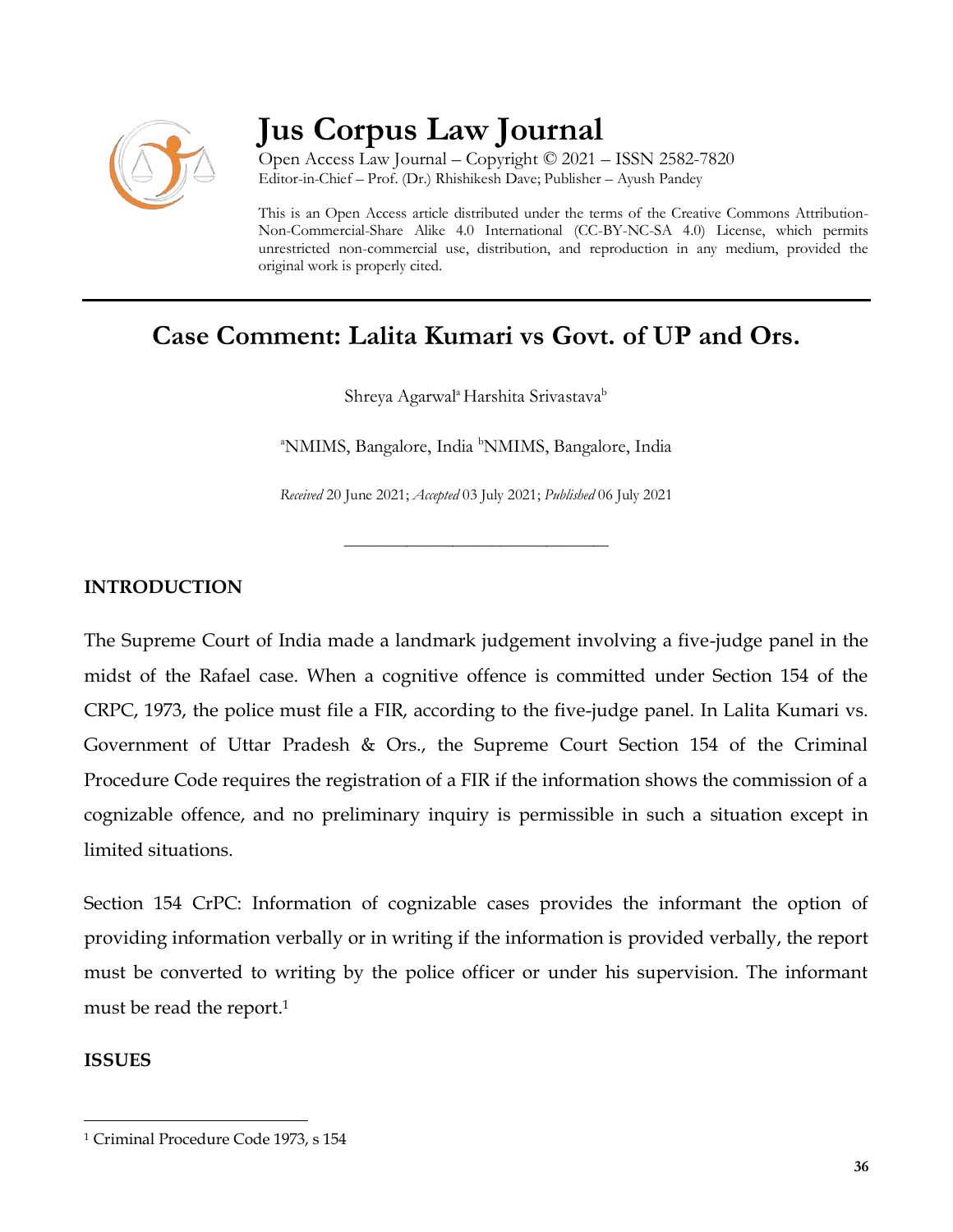# Jus Corpus Law Journal

Open Access Law Journal – Copyright © 2021 – ISSN 2582-7820
Editor-in-Chief – Prof. (Dr.) Rhishikesh Dave; Publisher – Ayush Pandey

This is an Open Access article distributed under the terms of the Creative Commons Attribution-Non-Commercial-Share Alike 4.0 International (CC-BY-NC-SA 4.0) License, which permits unrestricted non-commercial use, distribution, and reproduction in any medium, provided the original work is properly cited.

## Case Comment: Lalita Kumari vs Govt. of UP and Ors.

Shreya Agarwal[a] Harshita Srivastava[b]

[a]NMIMS, Bangalore, India [b]NMIMS, Bangalore, India

*Received* 20 June 2021; *Accepted* 03 July 2021; *Published* 06 July 2021

### INTRODUCTION

The Supreme Court of India made a landmark judgement involving a five-judge panel in the midst of the Rafael case. When a cognitive offence is committed under Section 154 of the CRPC, 1973, the police must file a FIR, according to the five-judge panel. In Lalita Kumari vs. Government of Uttar Pradesh & Ors., the Supreme Court Section 154 of the Criminal Procedure Code requires the registration of a FIR if the information shows the commission of a cognizable offence, and no preliminary inquiry is permissible in such a situation except in limited situations.

Section 154 CrPC: Information of cognizable cases provides the informant the option of providing information verbally or in writing if the information is provided verbally, the report must be converted to writing by the police officer or under his supervision. The informant must be read the report.[1]

### ISSUES

[1] Criminal Procedure Code 1973, s 154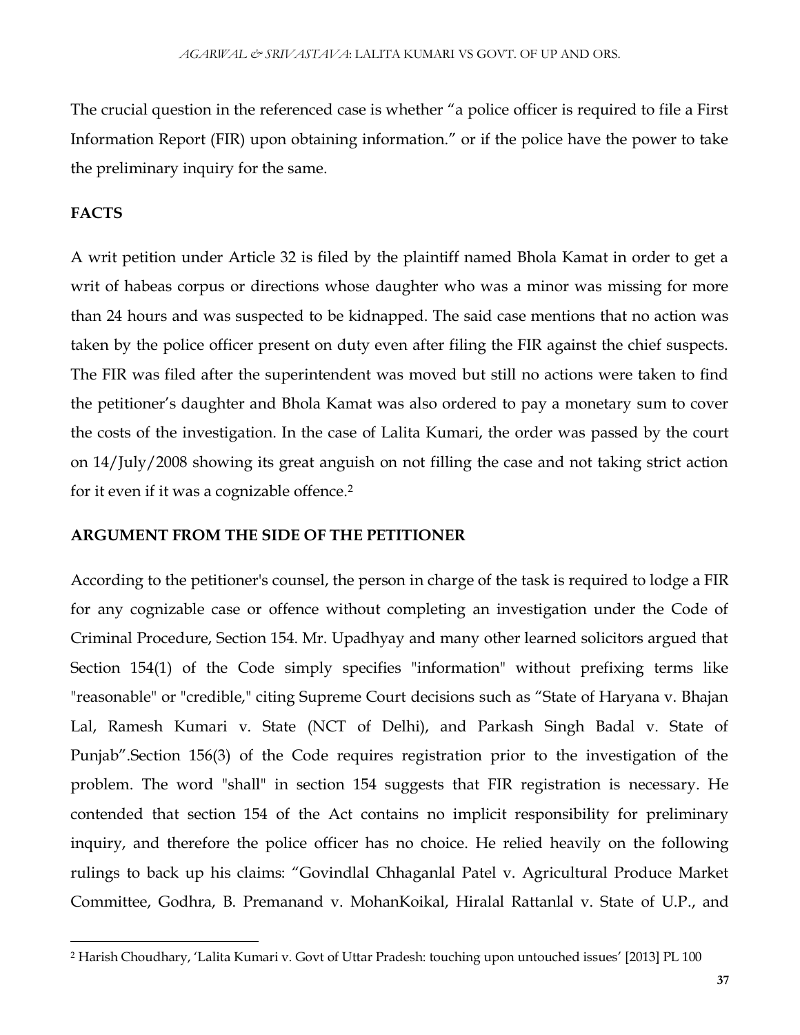The crucial question in the referenced case is whether "a police officer is required to file a First Information Report (FIR) upon obtaining information." or if the police have the power to take the preliminary inquiry for the same.

## FACTS

A writ petition under Article 32 is filed by the plaintiff named Bhola Kamat in order to get a writ of habeas corpus or directions whose daughter who was a minor was missing for more than 24 hours and was suspected to be kidnapped. The said case mentions that no action was taken by the police officer present on duty even after filing the FIR against the chief suspects. The FIR was filed after the superintendent was moved but still no actions were taken to find the petitioner's daughter and Bhola Kamat was also ordered to pay a monetary sum to cover the costs of the investigation. In the case of Lalita Kumari, the order was passed by the court on 14/July/2008 showing its great anguish on not filling the case and not taking strict action for it even if it was a cognizable offence.[2]

## ARGUMENT FROM THE SIDE OF THE PETITIONER

According to the petitioner's counsel, the person in charge of the task is required to lodge a FIR for any cognizable case or offence without completing an investigation under the Code of Criminal Procedure, Section 154. Mr. Upadhyay and many other learned solicitors argued that Section 154(1) of the Code simply specifies "information" without prefixing terms like "reasonable" or "credible," citing Supreme Court decisions such as "State of Haryana v. Bhajan Lal, Ramesh Kumari v. State (NCT of Delhi), and Parkash Singh Badal v. State of Punjab".Section 156(3) of the Code requires registration prior to the investigation of the problem. The word "shall" in section 154 suggests that FIR registration is necessary. He contended that section 154 of the Act contains no implicit responsibility for preliminary inquiry, and therefore the police officer has no choice. He relied heavily on the following rulings to back up his claims: "Govindlal Chhaganlal Patel v. Agricultural Produce Market Committee, Godhra, B. Premanand v. MohanKoikal, Hiralal Rattanlal v. State of U.P., and

[2] Harish Choudhary, 'Lalita Kumari v. Govt of Uttar Pradesh: touching upon untouched issues' [2013] PL 100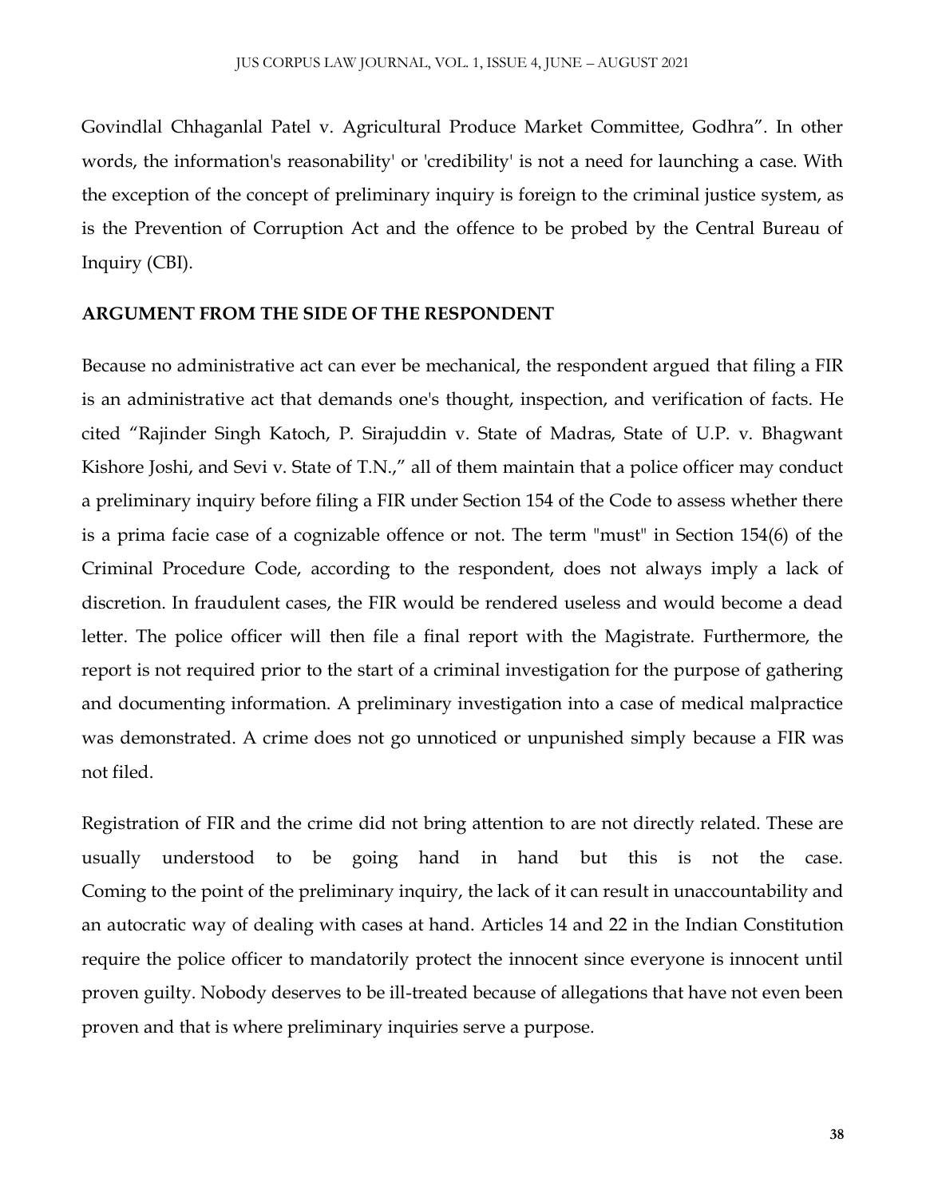Govindlal Chhaganlal Patel v. Agricultural Produce Market Committee, Godhra". In other words, the information's reasonability' or 'credibility' is not a need for launching a case. With the exception of the concept of preliminary inquiry is foreign to the criminal justice system, as is the Prevention of Corruption Act and the offence to be probed by the Central Bureau of Inquiry (CBI).

**ARGUMENT FROM THE SIDE OF THE RESPONDENT**

Because no administrative act can ever be mechanical, the respondent argued that filing a FIR is an administrative act that demands one's thought, inspection, and verification of facts. He cited "Rajinder Singh Katoch, P. Sirajuddin v. State of Madras, State of U.P. v. Bhagwant Kishore Joshi, and Sevi v. State of T.N.," all of them maintain that a police officer may conduct a preliminary inquiry before filing a FIR under Section 154 of the Code to assess whether there is a prima facie case of a cognizable offence or not. The term "must" in Section 154(6) of the Criminal Procedure Code, according to the respondent, does not always imply a lack of discretion. In fraudulent cases, the FIR would be rendered useless and would become a dead letter. The police officer will then file a final report with the Magistrate. Furthermore, the report is not required prior to the start of a criminal investigation for the purpose of gathering and documenting information. A preliminary investigation into a case of medical malpractice was demonstrated. A crime does not go unnoticed or unpunished simply because a FIR was not filed.

Registration of FIR and the crime did not bring attention to are not directly related. These are usually understood to be going hand in hand but this is not the case. Coming to the point of the preliminary inquiry, the lack of it can result in unaccountability and an autocratic way of dealing with cases at hand. Articles 14 and 22 in the Indian Constitution require the police officer to mandatorily protect the innocent since everyone is innocent until proven guilty. Nobody deserves to be ill-treated because of allegations that have not even been proven and that is where preliminary inquiries serve a purpose.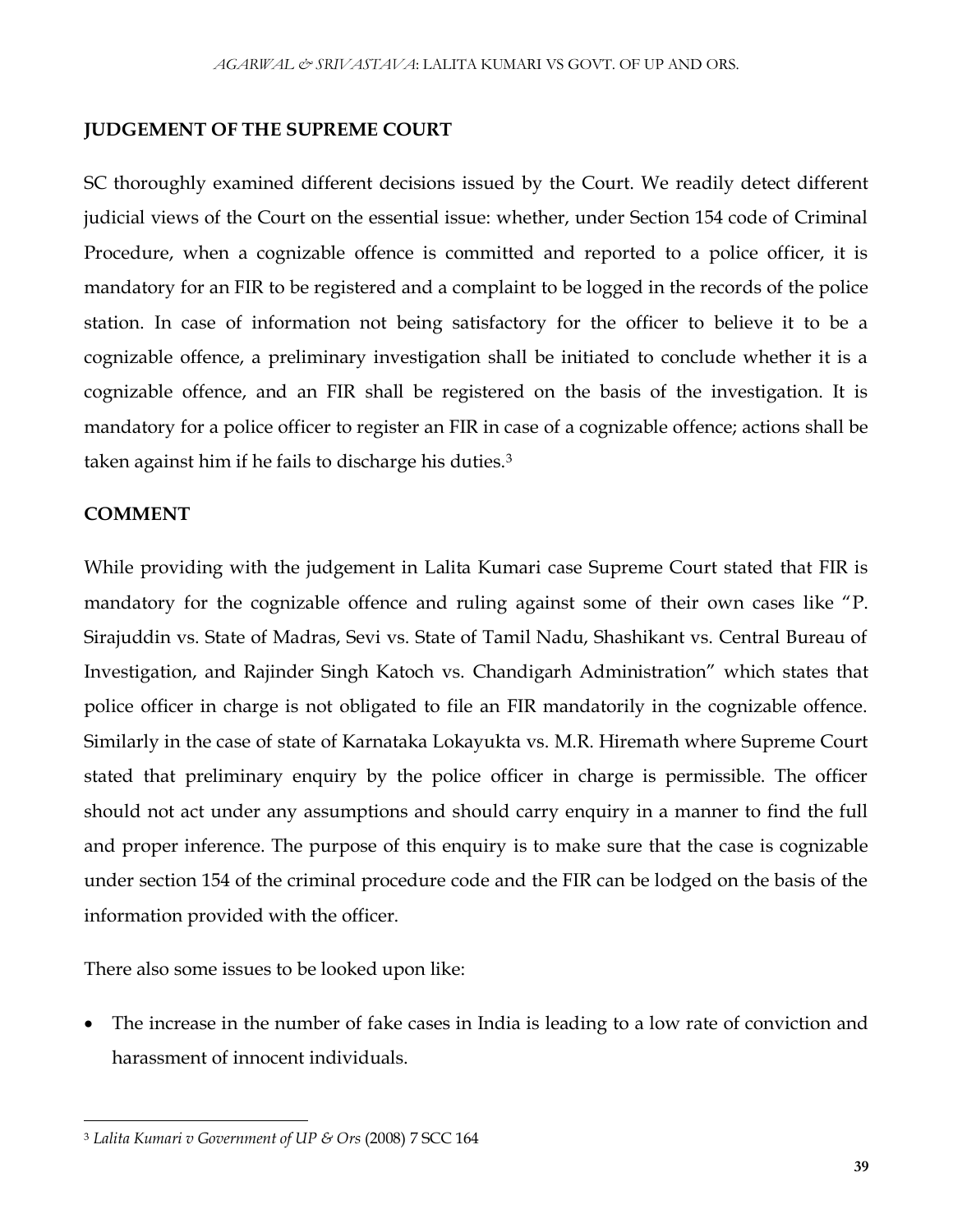## JUDGEMENT OF THE SUPREME COURT

SC thoroughly examined different decisions issued by the Court. We readily detect different judicial views of the Court on the essential issue: whether, under Section 154 code of Criminal Procedure, when a cognizable offence is committed and reported to a police officer, it is mandatory for an FIR to be registered and a complaint to be logged in the records of the police station. In case of information not being satisfactory for the officer to believe it to be a cognizable offence, a preliminary investigation shall be initiated to conclude whether it is a cognizable offence, and an FIR shall be registered on the basis of the investigation. It is mandatory for a police officer to register an FIR in case of a cognizable offence; actions shall be taken against him if he fails to discharge his duties.[3]

## COMMENT

While providing with the judgement in Lalita Kumari case Supreme Court stated that FIR is mandatory for the cognizable offence and ruling against some of their own cases like "P. Sirajuddin vs. State of Madras, Sevi vs. State of Tamil Nadu, Shashikant vs. Central Bureau of Investigation, and Rajinder Singh Katoch vs. Chandigarh Administration" which states that police officer in charge is not obligated to file an FIR mandatorily in the cognizable offence. Similarly in the case of state of Karnataka Lokayukta vs. M.R. Hiremath where Supreme Court stated that preliminary enquiry by the police officer in charge is permissible. The officer should not act under any assumptions and should carry enquiry in a manner to find the full and proper inference. The purpose of this enquiry is to make sure that the case is cognizable under section 154 of the criminal procedure code and the FIR can be lodged on the basis of the information provided with the officer.

There also some issues to be looked upon like:

- The increase in the number of fake cases in India is leading to a low rate of conviction and harassment of innocent individuals.

---

[3] *Lalita Kumari v Government of UP & Ors* (2008) 7 SCC 164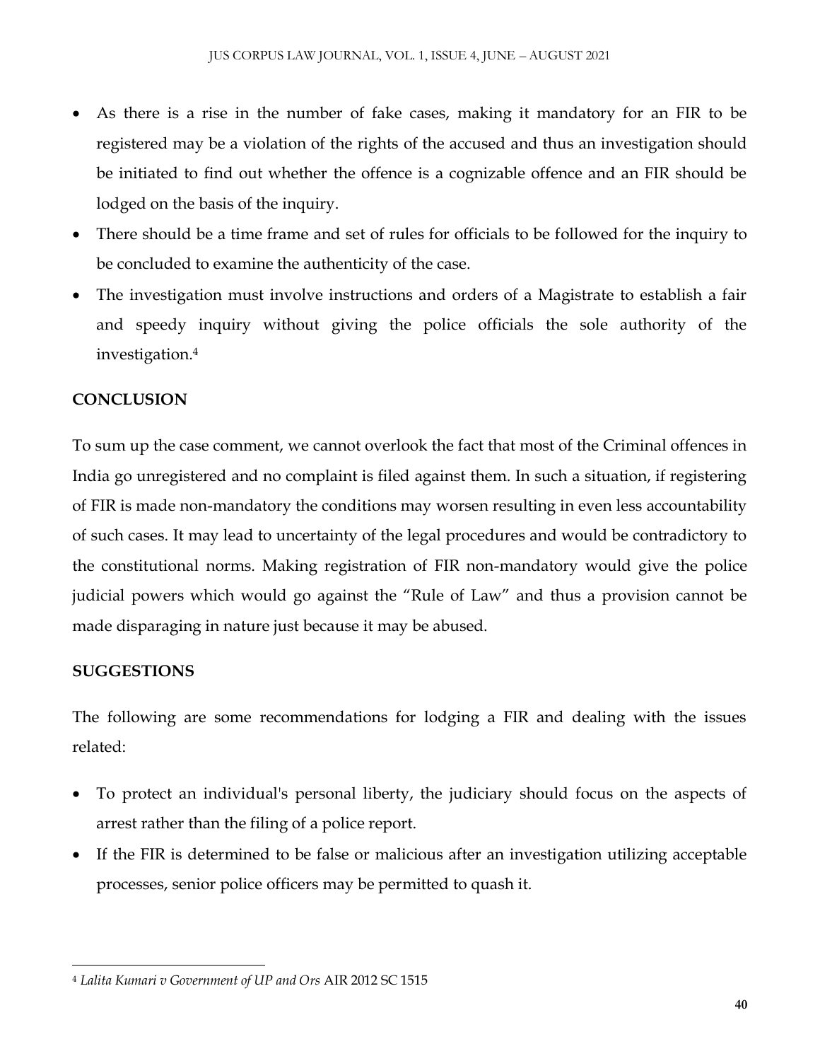- As there is a rise in the number of fake cases, making it mandatory for an FIR to be registered may be a violation of the rights of the accused and thus an investigation should be initiated to find out whether the offence is a cognizable offence and an FIR should be lodged on the basis of the inquiry.
- There should be a time frame and set of rules for officials to be followed for the inquiry to be concluded to examine the authenticity of the case.
- The investigation must involve instructions and orders of a Magistrate to establish a fair and speedy inquiry without giving the police officials the sole authority of the investigation.[4]

## CONCLUSION

To sum up the case comment, we cannot overlook the fact that most of the Criminal offences in India go unregistered and no complaint is filed against them. In such a situation, if registering of FIR is made non-mandatory the conditions may worsen resulting in even less accountability of such cases. It may lead to uncertainty of the legal procedures and would be contradictory to the constitutional norms. Making registration of FIR non-mandatory would give the police judicial powers which would go against the "Rule of Law" and thus a provision cannot be made disparaging in nature just because it may be abused.

## SUGGESTIONS

The following are some recommendations for lodging a FIR and dealing with the issues related:

- To protect an individual's personal liberty, the judiciary should focus on the aspects of arrest rather than the filing of a police report.
- If the FIR is determined to be false or malicious after an investigation utilizing acceptable processes, senior police officers may be permitted to quash it.

---

[4] *Lalita Kumari v Government of UP and Ors* AIR 2012 SC 1515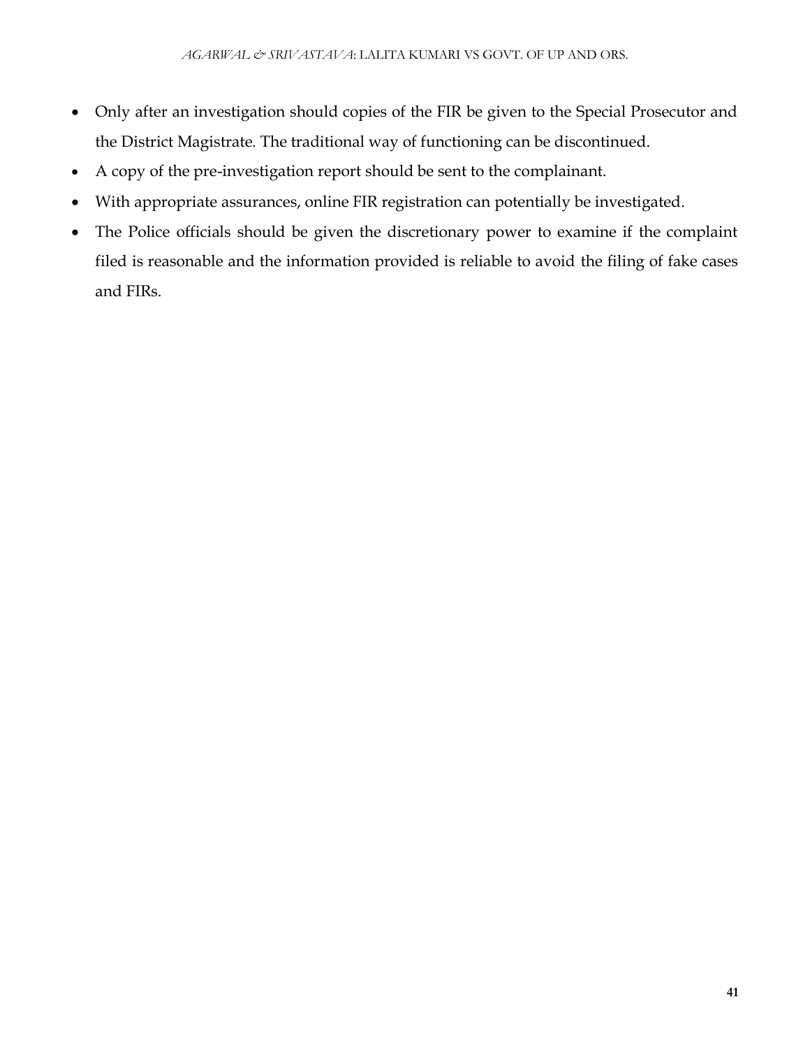- Only after an investigation should copies of the FIR be given to the Special Prosecutor and the District Magistrate. The traditional way of functioning can be discontinued.
- A copy of the pre-investigation report should be sent to the complainant.
- With appropriate assurances, online FIR registration can potentially be investigated.
- The Police officials should be given the discretionary power to examine if the complaint filed is reasonable and the information provided is reliable to avoid the filing of fake cases and FIRs.